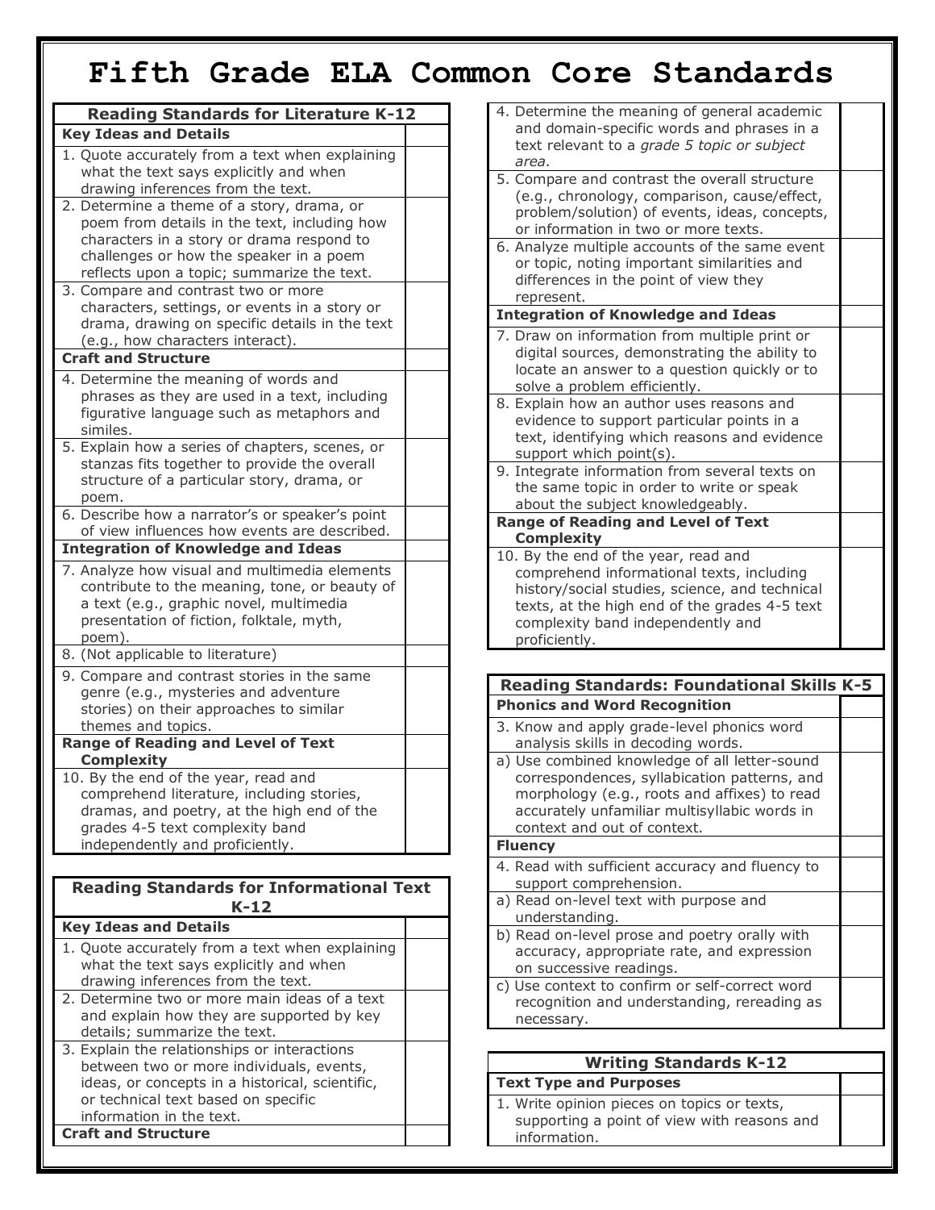# Fifth Grade ELA Common Core Standards

| Reading Standards for Literature K-12 | |
|---|---|
| **Key Ideas and Details** | |
| 1. Quote accurately from a text when explaining what the text says explicitly and when drawing inferences from the text. | |
| 2. Determine a theme of a story, drama, or poem from details in the text, including how characters in a story or drama respond to challenges or how the speaker in a poem reflects upon a topic; summarize the text. | |
| 3. Compare and contrast two or more characters, settings, or events in a story or drama, drawing on specific details in the text (e.g., how characters interact). | |
| **Craft and Structure** | |
| 4. Determine the meaning of words and phrases as they are used in a text, including figurative language such as metaphors and similes. | |
| 5. Explain how a series of chapters, scenes, or stanzas fits together to provide the overall structure of a particular story, drama, or poem. | |
| 6. Describe how a narrator's or speaker's point of view influences how events are described. | |
| **Integration of Knowledge and Ideas** | |
| 7. Analyze how visual and multimedia elements contribute to the meaning, tone, or beauty of a text (e.g., graphic novel, multimedia presentation of fiction, folktale, myth, poem). | |
| 8. (Not applicable to literature) | |
| 9. Compare and contrast stories in the same genre (e.g., mysteries and adventure stories) on their approaches to similar themes and topics. | |
| **Range of Reading and Level of Text Complexity** | |
| 10. By the end of the year, read and comprehend literature, including stories, dramas, and poetry, at the high end of the grades 4-5 text complexity band independently and proficiently. | |

| Reading Standards for Informational Text K-12 | |
|---|---|
| **Key Ideas and Details** | |
| 1. Quote accurately from a text when explaining what the text says explicitly and when drawing inferences from the text. | |
| 2. Determine two or more main ideas of a text and explain how they are supported by key details; summarize the text. | |
| 3. Explain the relationships or interactions between two or more individuals, events, ideas, or concepts in a historical, scientific, or technical text based on specific information in the text. | |
| **Craft and Structure** | |
| 4. Determine the meaning of general academic and domain-specific words and phrases in a text relevant to a *grade 5 topic or subject area.* | |
| 5. Compare and contrast the overall structure (e.g., chronology, comparison, cause/effect, problem/solution) of events, ideas, concepts, or information in two or more texts. | |
| 6. Analyze multiple accounts of the same event or topic, noting important similarities and differences in the point of view they represent. | |
| **Integration of Knowledge and Ideas** | |
| 7. Draw on information from multiple print or digital sources, demonstrating the ability to locate an answer to a question quickly or to solve a problem efficiently. | |
| 8. Explain how an author uses reasons and evidence to support particular points in a text, identifying which reasons and evidence support which point(s). | |
| 9. Integrate information from several texts on the same topic in order to write or speak about the subject knowledgeably. | |
| **Range of Reading and Level of Text Complexity** | |
| 10. By the end of the year, read and comprehend informational texts, including history/social studies, science, and technical texts, at the high end of the grades 4-5 text complexity band independently and proficiently. | |

| Reading Standards: Foundational Skills K-5 | |
|---|---|
| **Phonics and Word Recognition** | |
| 3. Know and apply grade-level phonics word analysis skills in decoding words. | |
| a) Use combined knowledge of all letter-sound correspondences, syllabication patterns, and morphology (e.g., roots and affixes) to read accurately unfamiliar multisyllabic words in context and out of context. | |
| **Fluency** | |
| 4. Read with sufficient accuracy and fluency to support comprehension. | |
| a) Read on-level text with purpose and understanding. | |
| b) Read on-level prose and poetry orally with accuracy, appropriate rate, and expression on successive readings. | |
| c) Use context to confirm or self-correct word recognition and understanding, rereading as necessary. | |

| Writing Standards K-12 | |
|---|---|
| **Text Type and Purposes** | |
| 1. Write opinion pieces on topics or texts, supporting a point of view with reasons and information. | |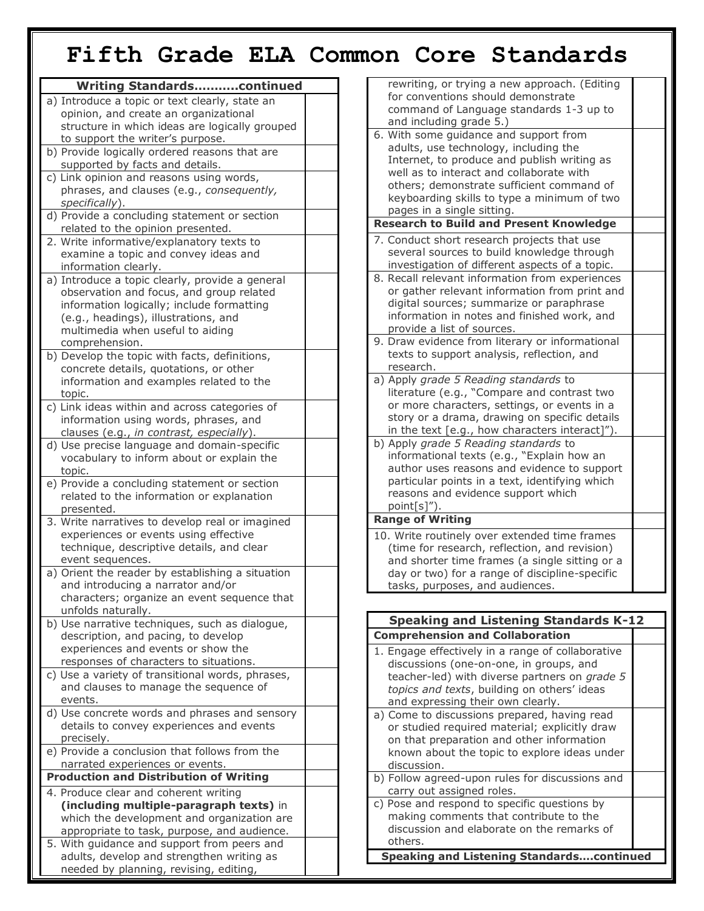# Fifth Grade ELA Common Core Standards

| Writing Standards...........continued | |
|---|---|
| a) Introduce a topic or text clearly, state an opinion, and create an organizational structure in which ideas are logically grouped to support the writer's purpose. | |
| b) Provide logically ordered reasons that are supported by facts and details. | |
| c) Link opinion and reasons using words, phrases, and clauses (e.g., *consequently, specifically*). | |
| d) Provide a concluding statement or section related to the opinion presented. | |
| 2. Write informative/explanatory texts to examine a topic and convey ideas and information clearly. | |
| a) Introduce a topic clearly, provide a general observation and focus, and group related information logically; include formatting (e.g., headings), illustrations, and multimedia when useful to aiding comprehension. | |
| b) Develop the topic with facts, definitions, concrete details, quotations, or other information and examples related to the topic. | |
| c) Link ideas within and across categories of information using words, phrases, and clauses (e.g., *in contrast, especially*). | |
| d) Use precise language and domain-specific vocabulary to inform about or explain the topic. | |
| e) Provide a concluding statement or section related to the information or explanation presented. | |
| 3. Write narratives to develop real or imagined experiences or events using effective technique, descriptive details, and clear event sequences. | |
| a) Orient the reader by establishing a situation and introducing a narrator and/or characters; organize an event sequence that unfolds naturally. | |
| b) Use narrative techniques, such as dialogue, description, and pacing, to develop experiences and events or show the responses of characters to situations. | |
| c) Use a variety of transitional words, phrases, and clauses to manage the sequence of events. | |
| d) Use concrete words and phrases and sensory details to convey experiences and events precisely. | |
| e) Provide a conclusion that follows from the narrated experiences or events. | |
| **Production and Distribution of Writing** | |
| 4. Produce clear and coherent writing **(including multiple-paragraph texts)** in which the development and organization are appropriate to task, purpose, and audience. | |
| 5. With guidance and support from peers and adults, develop and strengthen writing as needed by planning, revising, editing, rewriting, or trying a new approach. (Editing for conventions should demonstrate command of Language standards 1-3 up to and including grade 5.) | |
| 6. With some guidance and support from adults, use technology, including the Internet, to produce and publish writing as well as to interact and collaborate with others; demonstrate sufficient command of keyboarding skills to type a minimum of two pages in a single sitting. | |
| **Research to Build and Present Knowledge** | |
| 7. Conduct short research projects that use several sources to build knowledge through investigation of different aspects of a topic. | |
| 8. Recall relevant information from experiences or gather relevant information from print and digital sources; summarize or paraphrase information in notes and finished work, and provide a list of sources. | |
| 9. Draw evidence from literary or informational texts to support analysis, reflection, and research. | |
| a) Apply *grade 5 Reading standards* to literature (e.g., "Compare and contrast two or more characters, settings, or events in a story or a drama, drawing on specific details in the text [e.g., how characters interact]"). | |
| b) Apply *grade 5 Reading standards* to informational texts (e.g., "Explain how an author uses reasons and evidence to support particular points in a text, identifying which reasons and evidence support which point[s]"). | |
| **Range of Writing** | |
| 10. Write routinely over extended time frames (time for research, reflection, and revision) and shorter time frames (a single sitting or a day or two) for a range of discipline-specific tasks, purposes, and audiences. | |

| Speaking and Listening Standards K-12 | |
|---|---|
| **Comprehension and Collaboration** | |
| 1. Engage effectively in a range of collaborative discussions (one-on-one, in groups, and teacher-led) with diverse partners on *grade 5 topics and texts*, building on others' ideas and expressing their own clearly. | |
| a) Come to discussions prepared, having read or studied required material; explicitly draw on that preparation and other information known about the topic to explore ideas under discussion. | |
| b) Follow agreed-upon rules for discussions and carry out assigned roles. | |
| c) Pose and respond to specific questions by making comments that contribute to the discussion and elaborate on the remarks of others. | |
| **Speaking and Listening Standards....continued** | |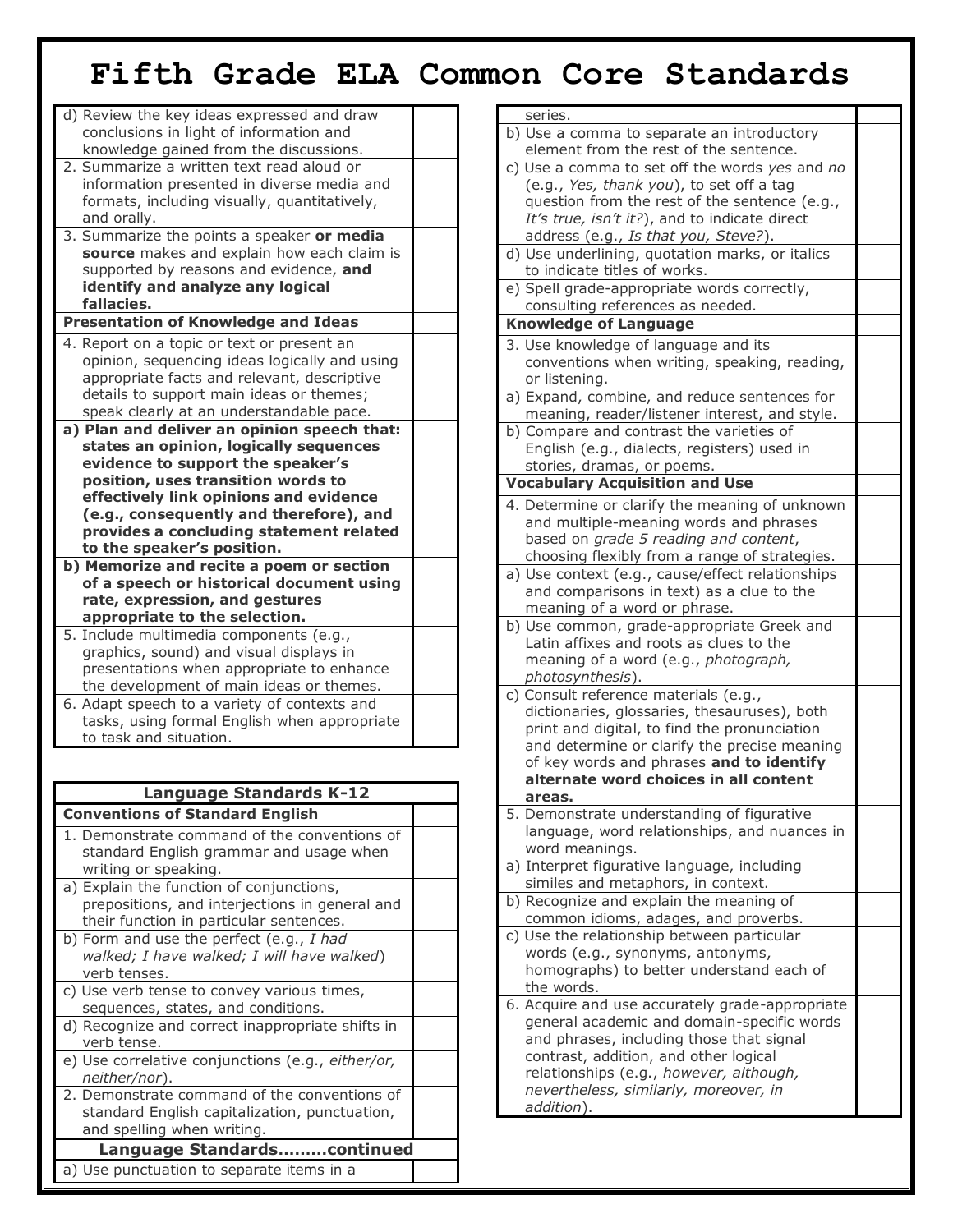# Fifth Grade ELA Common Core Standards

| | |
|---|---|
| d) Review the key ideas expressed and draw conclusions in light of information and knowledge gained from the discussions. | |
| 2. Summarize a written text read aloud or information presented in diverse media and formats, including visually, quantitatively, and orally. | |
| 3. Summarize the points a speaker **or media source** makes and explain how each claim is supported by reasons and evidence, **and identify and analyze any logical fallacies.** | |
| **Presentation of Knowledge and Ideas** | |
| 4. Report on a topic or text or present an opinion, sequencing ideas logically and using appropriate facts and relevant, descriptive details to support main ideas or themes; speak clearly at an understandable pace. | |
| **a) Plan and deliver an opinion speech that: states an opinion, logically sequences evidence to support the speaker's position, uses transition words to effectively link opinions and evidence (e.g., consequently and therefore), and provides a concluding statement related to the speaker's position.** | |
| **b) Memorize and recite a poem or section of a speech or historical document using rate, expression, and gestures appropriate to the selection.** | |
| 5. Include multimedia components (e.g., graphics, sound) and visual displays in presentations when appropriate to enhance the development of main ideas or themes. | |
| 6. Adapt speech to a variety of contexts and tasks, using formal English when appropriate to task and situation. | |

| **Language Standards K-12** | |
|---|---|
| **Conventions of Standard English** | |
| 1. Demonstrate command of the conventions of standard English grammar and usage when writing or speaking. | |
| a) Explain the function of conjunctions, prepositions, and interjections in general and their function in particular sentences. | |
| b) Form and use the perfect (e.g., *I had walked; I have walked; I will have walked*) verb tenses. | |
| c) Use verb tense to convey various times, sequences, states, and conditions. | |
| d) Recognize and correct inappropriate shifts in verb tense. | |
| e) Use correlative conjunctions (e.g., *either/or, neither/nor*). | |
| 2. Demonstrate command of the conventions of standard English capitalization, punctuation, and spelling when writing. | |
| **Language Standards.........continued** | |
| a) Use punctuation to separate items in a series. | |
| b) Use a comma to separate an introductory element from the rest of the sentence. | |
| c) Use a comma to set off the words *yes* and *no* (e.g., *Yes, thank you*), to set off a tag question from the rest of the sentence (e.g., *It's true, isn't it?*), and to indicate direct address (e.g., *Is that you, Steve?*). | |
| d) Use underlining, quotation marks, or italics to indicate titles of works. | |
| e) Spell grade-appropriate words correctly, consulting references as needed. | |
| **Knowledge of Language** | |
| 3. Use knowledge of language and its conventions when writing, speaking, reading, or listening. | |
| a) Expand, combine, and reduce sentences for meaning, reader/listener interest, and style. | |
| b) Compare and contrast the varieties of English (e.g., dialects, registers) used in stories, dramas, or poems. | |
| **Vocabulary Acquisition and Use** | |
| 4. Determine or clarify the meaning of unknown and multiple-meaning words and phrases based on *grade 5 reading and content*, choosing flexibly from a range of strategies. | |
| a) Use context (e.g., cause/effect relationships and comparisons in text) as a clue to the meaning of a word or phrase. | |
| b) Use common, grade-appropriate Greek and Latin affixes and roots as clues to the meaning of a word (e.g., *photograph, photosynthesis*). | |
| c) Consult reference materials (e.g., dictionaries, glossaries, thesauruses), both print and digital, to find the pronunciation and determine or clarify the precise meaning of key words and phrases **and to identify alternate word choices in all content areas.** | |
| 5. Demonstrate understanding of figurative language, word relationships, and nuances in word meanings. | |
| a) Interpret figurative language, including similes and metaphors, in context. | |
| b) Recognize and explain the meaning of common idioms, adages, and proverbs. | |
| c) Use the relationship between particular words (e.g., synonyms, antonyms, homographs) to better understand each of the words. | |
| 6. Acquire and use accurately grade-appropriate general academic and domain-specific words and phrases, including those that signal contrast, addition, and other logical relationships (e.g., *however, although, nevertheless, similarly, moreover, in addition*). | |